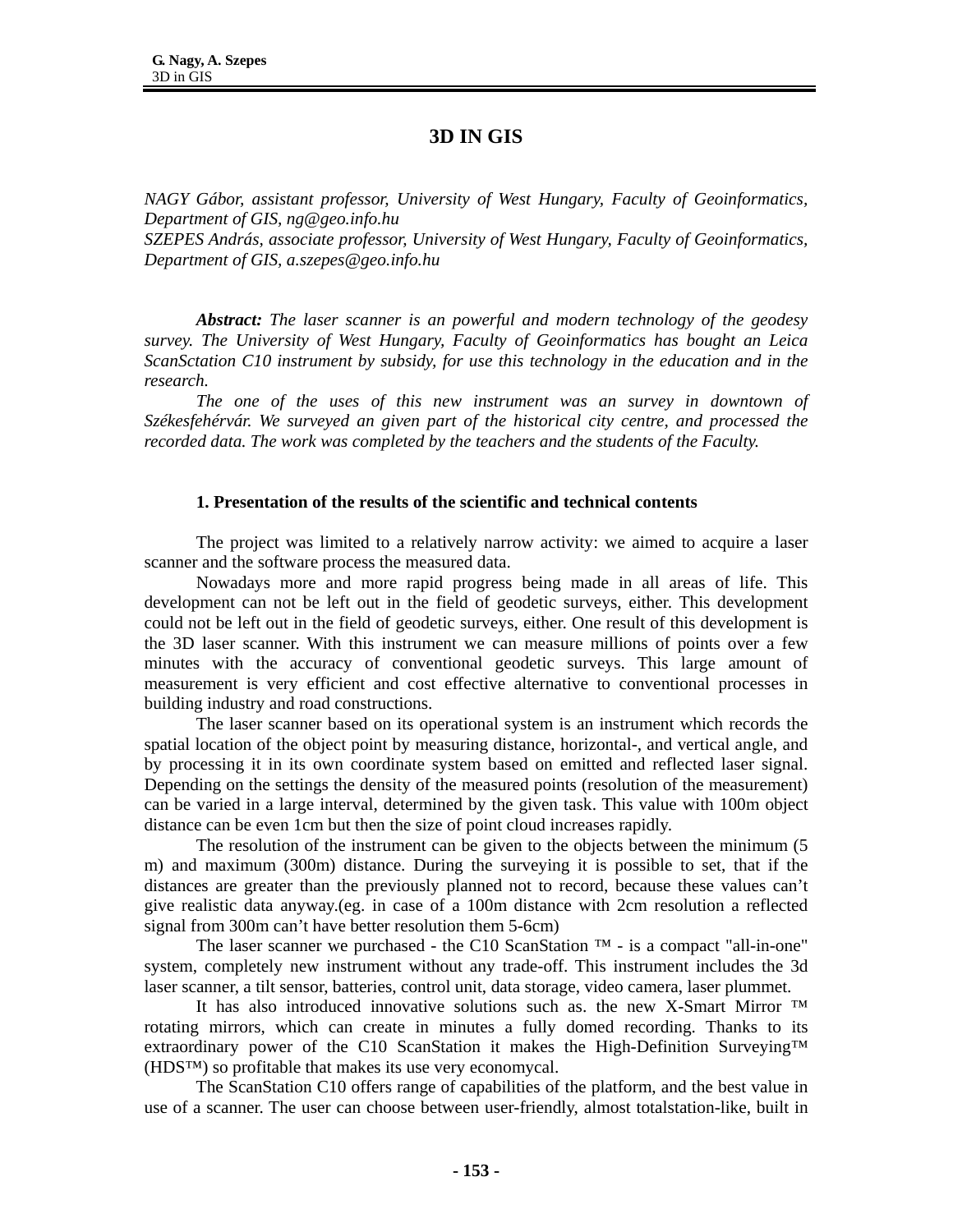# 3D IN GIS

*NAGY Gábor, assistant professor, University of West Hungary, Faculty of Geoinformatics, Department of GIS, ng@geo.info.hu*
*SZEPES András, associate professor, University of West Hungary, Faculty of Geoinformatics, Department of GIS, a.szepes@geo.info.hu*

***Abstract:*** *The laser scanner is an powerful and modern technology of the geodesy survey. The University of West Hungary, Faculty of Geoinformatics has bought an Leica ScanSctation C10 instrument by subsidy, for use this technology in the education and in the research.*

*The one of the uses of this new instrument was an survey in downtown of Székesfehérvár. We surveyed an given part of the historical city centre, and processed the recorded data. The work was completed by the teachers and the students of the Faculty.*

## 1. Presentation of the results of the scientific and technical contents

The project was limited to a relatively narrow activity: we aimed to acquire a laser scanner and the software process the measured data.

Nowadays more and more rapid progress being made in all areas of life. This development can not be left out in the field of geodetic surveys, either. This development could not be left out in the field of geodetic surveys, either. One result of this development is the 3D laser scanner. With this instrument we can measure millions of points over a few minutes with the accuracy of conventional geodetic surveys. This large amount of measurement is very efficient and cost effective alternative to conventional processes in building industry and road constructions.

The laser scanner based on its operational system is an instrument which records the spatial location of the object point by measuring distance, horizontal-, and vertical angle, and by processing it in its own coordinate system based on emitted and reflected laser signal. Depending on the settings the density of the measured points (resolution of the measurement) can be varied in a large interval, determined by the given task. This value with 100m object distance can be even 1cm but then the size of point cloud increases rapidly.

The resolution of the instrument can be given to the objects between the minimum (5 m) and maximum (300m) distance. During the surveying it is possible to set, that if the distances are greater than the previously planned not to record, because these values can't give realistic data anyway.(eg. in case of a 100m distance with 2cm resolution a reflected signal from 300m can't have better resolution them 5-6cm)

The laser scanner we purchased - the C10 ScanStation ™ - is a compact "all-in-one" system, completely new instrument without any trade-off. This instrument includes the 3d laser scanner, a tilt sensor, batteries, control unit, data storage, video camera, laser plummet.

It has also introduced innovative solutions such as. the new X-Smart Mirror ™ rotating mirrors, which can create in minutes a fully domed recording. Thanks to its extraordinary power of the C10 ScanStation it makes the High-Definition Surveying™ (HDS™) so profitable that makes its use very economycal.

The ScanStation C10 offers range of capabilities of the platform, and the best value in use of a scanner. The user can choose between user-friendly, almost totalstation-like, built in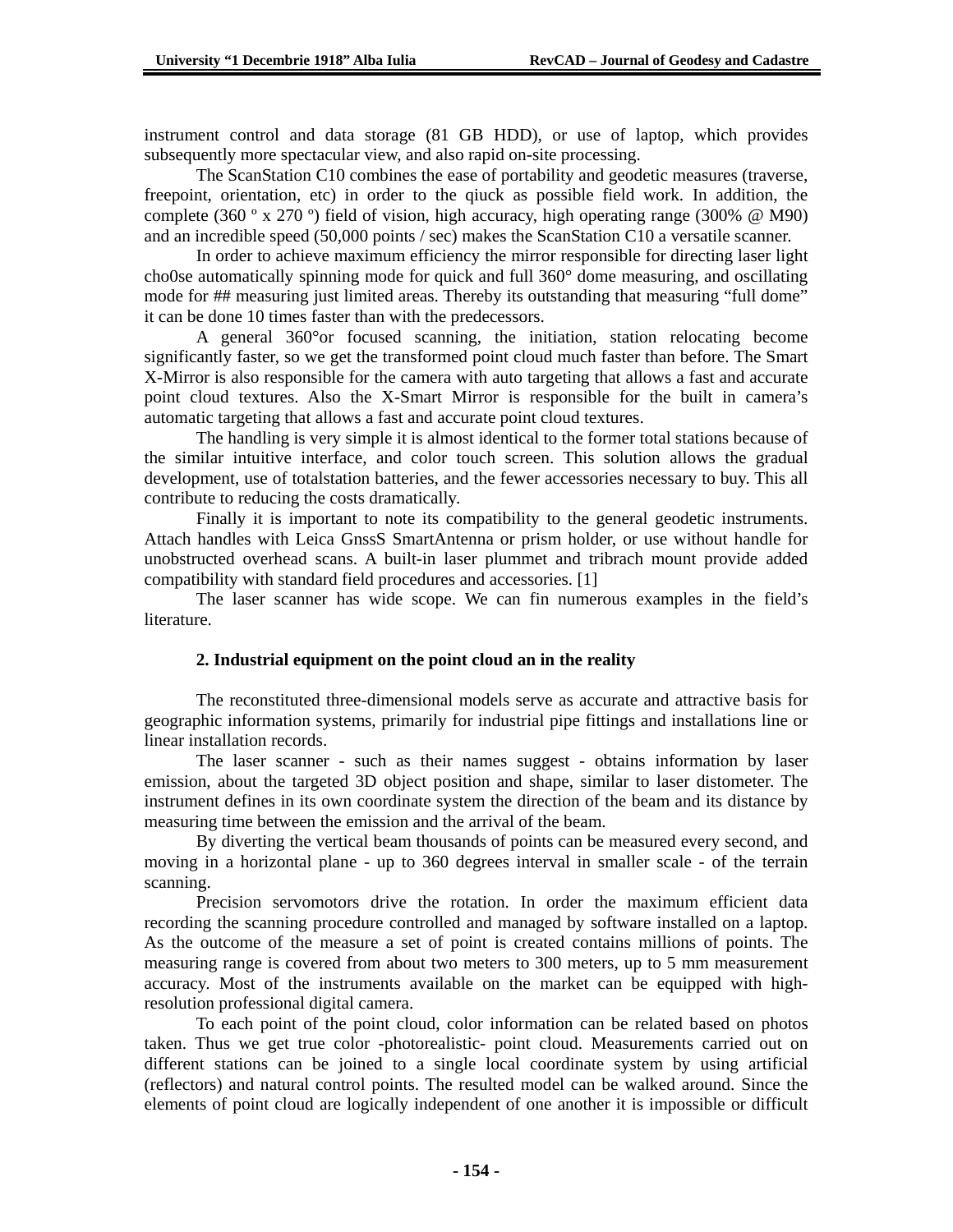instrument control and data storage (81 GB HDD), or use of laptop, which provides subsequently more spectacular view, and also rapid on-site processing.

The ScanStation C10 combines the ease of portability and geodetic measures (traverse, freepoint, orientation, etc) in order to the qiuck as possible field work. In addition, the complete (360 º x 270 º) field of vision, high accuracy, high operating range (300% @ M90) and an incredible speed (50,000 points / sec) makes the ScanStation C10 a versatile scanner.

In order to achieve maximum efficiency the mirror responsible for directing laser light cho0se automatically spinning mode for quick and full 360° dome measuring, and oscillating mode for ## measuring just limited areas. Thereby its outstanding that measuring "full dome" it can be done 10 times faster than with the predecessors.

A general 360°or focused scanning, the initiation, station relocating become significantly faster, so we get the transformed point cloud much faster than before. The Smart X-Mirror is also responsible for the camera with auto targeting that allows a fast and accurate point cloud textures. Also the X-Smart Mirror is responsible for the built in camera's automatic targeting that allows a fast and accurate point cloud textures.

The handling is very simple it is almost identical to the former total stations because of the similar intuitive interface, and color touch screen. This solution allows the gradual development, use of totalstation batteries, and the fewer accessories necessary to buy. This all contribute to reducing the costs dramatically.

Finally it is important to note its compatibility to the general geodetic instruments. Attach handles with Leica GnssS SmartAntenna or prism holder, or use without handle for unobstructed overhead scans. A built-in laser plummet and tribrach mount provide added compatibility with standard field procedures and accessories. [1]

The laser scanner has wide scope. We can fin numerous examples in the field's literature.

## 2. Industrial equipment on the point cloud an in the reality

The reconstituted three-dimensional models serve as accurate and attractive basis for geographic information systems, primarily for industrial pipe fittings and installations line or linear installation records.

The laser scanner - such as their names suggest - obtains information by laser emission, about the targeted 3D object position and shape, similar to laser distometer. The instrument defines in its own coordinate system the direction of the beam and its distance by measuring time between the emission and the arrival of the beam.

By diverting the vertical beam thousands of points can be measured every second, and moving in a horizontal plane - up to 360 degrees interval in smaller scale - of the terrain scanning.

Precision servomotors drive the rotation. In order the maximum efficient data recording the scanning procedure controlled and managed by software installed on a laptop. As the outcome of the measure a set of point is created contains millions of points. The measuring range is covered from about two meters to 300 meters, up to 5 mm measurement accuracy. Most of the instruments available on the market can be equipped with high-resolution professional digital camera.

To each point of the point cloud, color information can be related based on photos taken. Thus we get true color -photorealistic- point cloud. Measurements carried out on different stations can be joined to a single local coordinate system by using artificial (reflectors) and natural control points. The resulted model can be walked around. Since the elements of point cloud are logically independent of one another it is impossible or difficult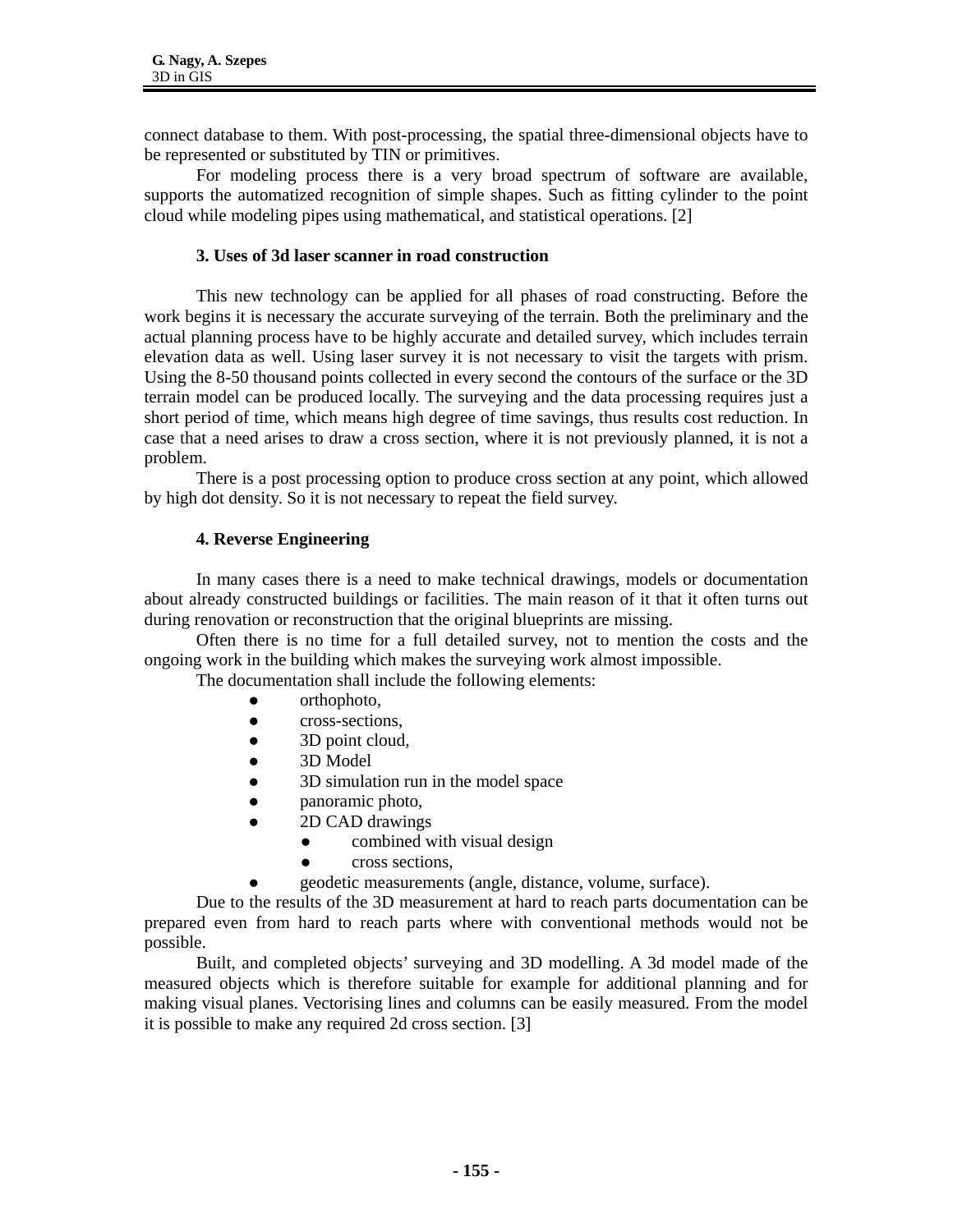connect database to them. With post-processing, the spatial three-dimensional objects have to be represented or substituted by TIN or primitives.

For modeling process there is a very broad spectrum of software are available, supports the automatized recognition of simple shapes. Such as fitting cylinder to the point cloud while modeling pipes using mathematical, and statistical operations. [2]

## 3. Uses of 3d laser scanner in road construction

This new technology can be applied for all phases of road constructing. Before the work begins it is necessary the accurate surveying of the terrain. Both the preliminary and the actual planning process have to be highly accurate and detailed survey, which includes terrain elevation data as well. Using laser survey it is not necessary to visit the targets with prism. Using the 8-50 thousand points collected in every second the contours of the surface or the 3D terrain model can be produced locally. The surveying and the data processing requires just a short period of time, which means high degree of time savings, thus results cost reduction. In case that a need arises to draw a cross section, where it is not previously planned, it is not a problem.

There is a post processing option to produce cross section at any point, which allowed by high dot density. So it is not necessary to repeat the field survey.

## 4. Reverse Engineering

In many cases there is a need to make technical drawings, models or documentation about already constructed buildings or facilities. The main reason of it that it often turns out during renovation or reconstruction that the original blueprints are missing.

Often there is no time for a full detailed survey, not to mention the costs and the ongoing work in the building which makes the surveying work almost impossible.

The documentation shall include the following elements:

- orthophoto,
- cross-sections,
- 3D point cloud,
- 3D Model
- 3D simulation run in the model space
- panoramic photo,
- 2D CAD drawings
  - combined with visual design
  - cross sections,
- geodetic measurements (angle, distance, volume, surface).

Due to the results of the 3D measurement at hard to reach parts documentation can be prepared even from hard to reach parts where with conventional methods would not be possible.

Built, and completed objects' surveying and 3D modelling. A 3d model made of the measured objects which is therefore suitable for example for additional planning and for making visual planes. Vectorising lines and columns can be easily measured. From the model it is possible to make any required 2d cross section. [3]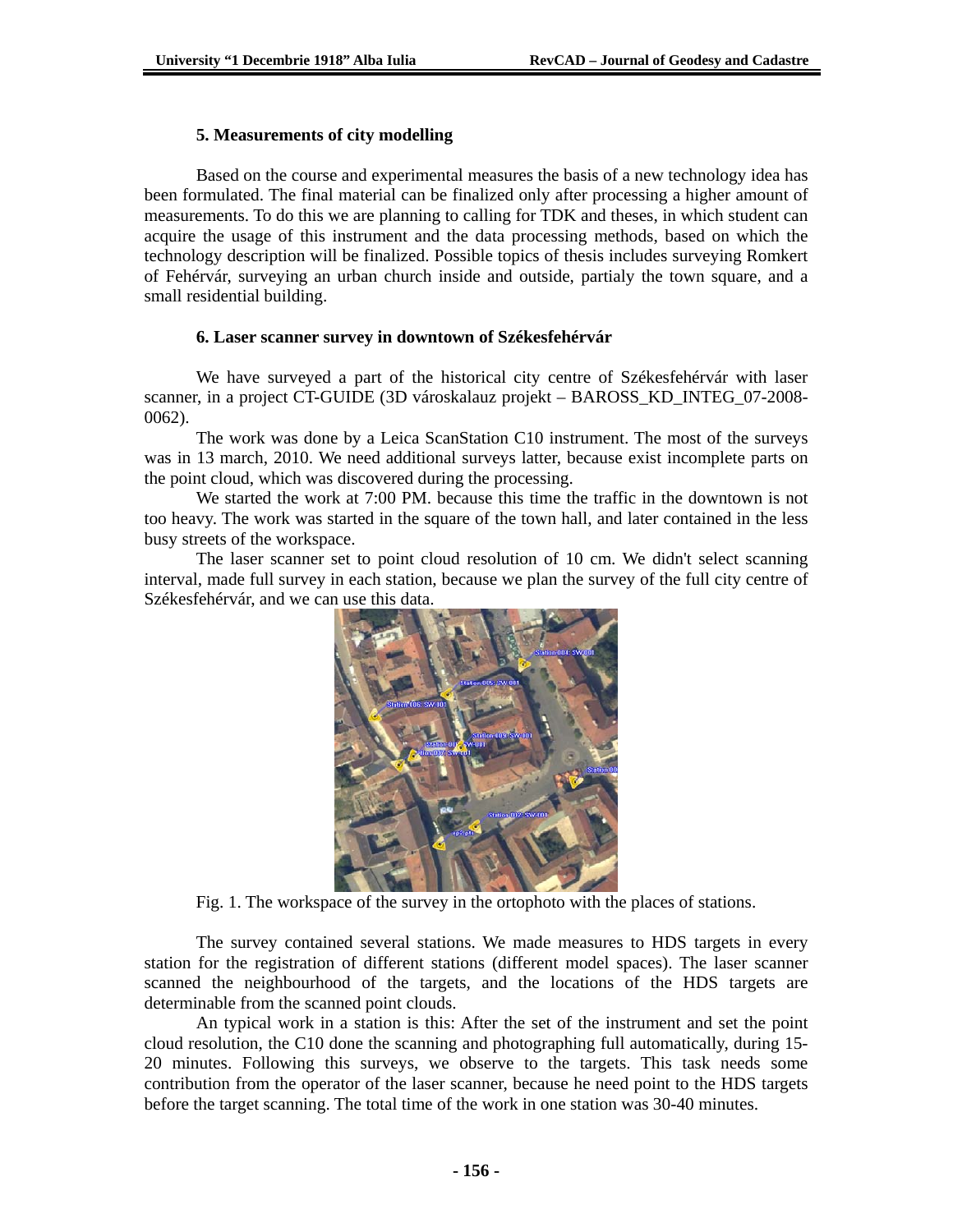### 5. Measurements of city modelling

Based on the course and experimental measures the basis of a new technology idea has been formulated. The final material can be finalized only after processing a higher amount of measurements. To do this we are planning to calling for TDK and theses, in which student can acquire the usage of this instrument and the data processing methods, based on which the technology description will be finalized. Possible topics of thesis includes surveying Romkert of Fehérvár, surveying an urban church inside and outside, partialy the town square, and a small residential building.

### 6. Laser scanner survey in downtown of Székesfehérvár

We have surveyed a part of the historical city centre of Székesfehérvár with laser scanner, in a project CT-GUIDE (3D városkalauz projekt – BAROSS_KD_INTEG_07-2008-0062).

The work was done by a Leica ScanStation C10 instrument. The most of the surveys was in 13 march, 2010. We need additional surveys latter, because exist incomplete parts on the point cloud, which was discovered during the processing.

We started the work at 7:00 PM. because this time the traffic in the downtown is not too heavy. The work was started in the square of the town hall, and later contained in the less busy streets of the workspace.

The laser scanner set to point cloud resolution of 10 cm. We didn't select scanning interval, made full survey in each station, because we plan the survey of the full city centre of Székesfehérvár, and we can use this data.

Fig. 1. The workspace of the survey in the ortophoto with the places of stations.

The survey contained several stations. We made measures to HDS targets in every station for the registration of different stations (different model spaces). The laser scanner scanned the neighbourhood of the targets, and the locations of the HDS targets are determinable from the scanned point clouds.

An typical work in a station is this: After the set of the instrument and set the point cloud resolution, the C10 done the scanning and photographing full automatically, during 15-20 minutes. Following this surveys, we observe to the targets. This task needs some contribution from the operator of the laser scanner, because he need point to the HDS targets before the target scanning. The total time of the work in one station was 30-40 minutes.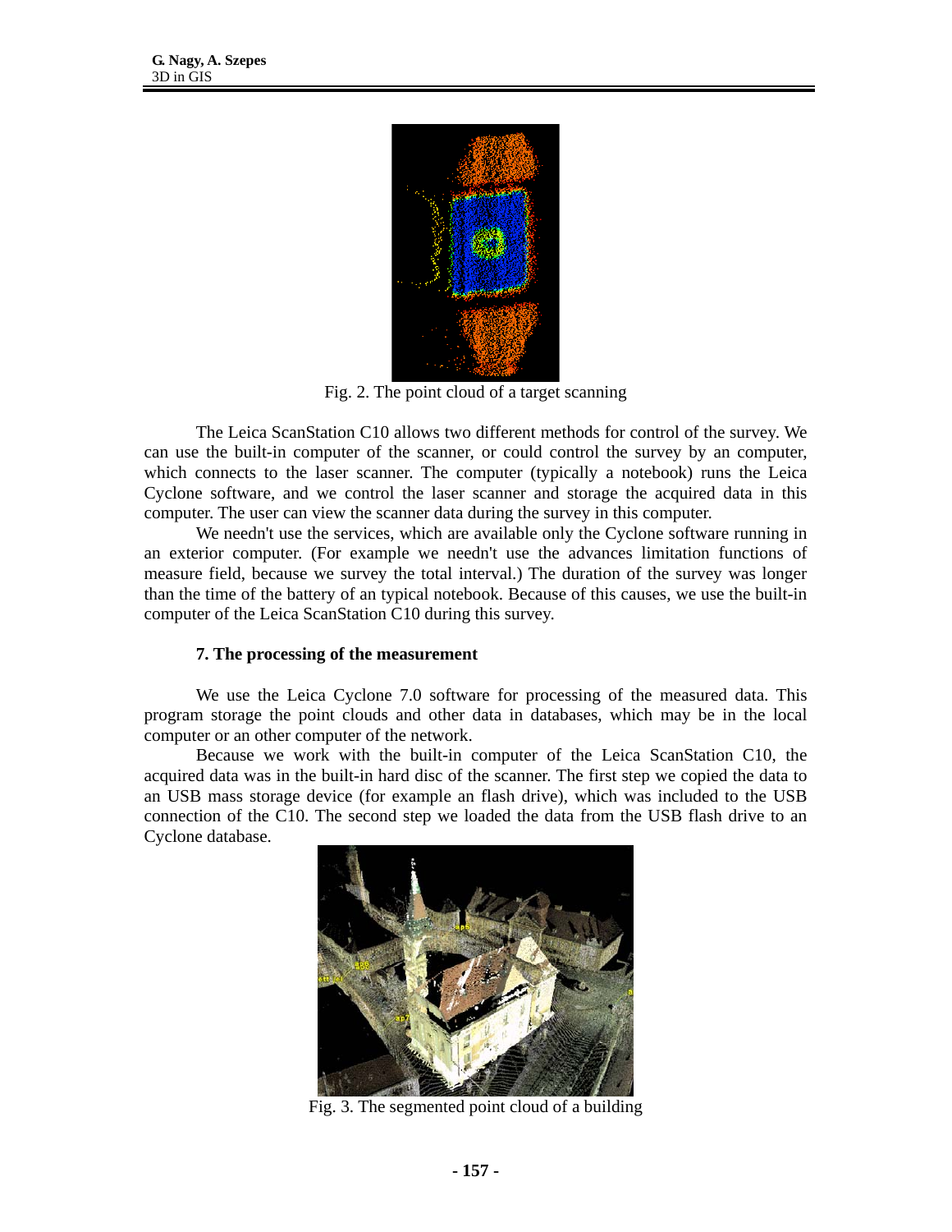Fig. 2. The point cloud of a target scanning

The Leica ScanStation C10 allows two different methods for control of the survey. We can use the built-in computer of the scanner, or could control the survey by an computer, which connects to the laser scanner. The computer (typically a notebook) runs the Leica Cyclone software, and we control the laser scanner and storage the acquired data in this computer. The user can view the scanner data during the survey in this computer.

We needn't use the services, which are available only the Cyclone software running in an exterior computer. (For example we needn't use the advances limitation functions of measure field, because we survey the total interval.) The duration of the survey was longer than the time of the battery of an typical notebook. Because of this causes, we use the built-in computer of the Leica ScanStation C10 during this survey.

### 7. The processing of the measurement

We use the Leica Cyclone 7.0 software for processing of the measured data. This program storage the point clouds and other data in databases, which may be in the local computer or an other computer of the network.

Because we work with the built-in computer of the Leica ScanStation C10, the acquired data was in the built-in hard disc of the scanner. The first step we copied the data to an USB mass storage device (for example an flash drive), which was included to the USB connection of the C10. The second step we loaded the data from the USB flash drive to an Cyclone database.

Fig. 3. The segmented point cloud of a building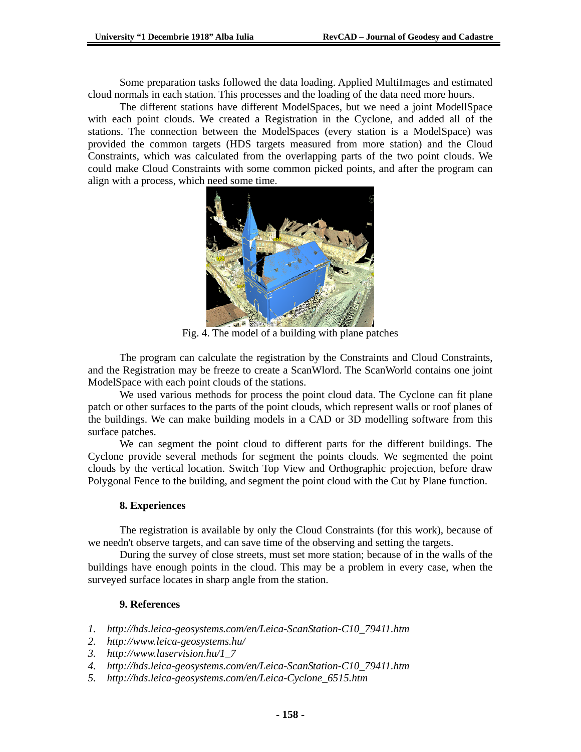Some preparation tasks followed the data loading. Applied MultiImages and estimated cloud normals in each station. This processes and the loading of the data need more hours.

The different stations have different ModelSpaces, but we need a joint ModellSpace with each point clouds. We created a Registration in the Cyclone, and added all of the stations. The connection between the ModelSpaces (every station is a ModelSpace) was provided the common targets (HDS targets measured from more station) and the Cloud Constraints, which was calculated from the overlapping parts of the two point clouds. We could make Cloud Constraints with some common picked points, and after the program can align with a process, which need some time.

Fig. 4. The model of a building with plane patches

The program can calculate the registration by the Constraints and Cloud Constraints, and the Registration may be freeze to create a ScanWlord. The ScanWorld contains one joint ModelSpace with each point clouds of the stations.

We used various methods for process the point cloud data. The Cyclone can fit plane patch or other surfaces to the parts of the point clouds, which represent walls or roof planes of the buildings. We can make building models in a CAD or 3D modelling software from this surface patches.

We can segment the point cloud to different parts for the different buildings. The Cyclone provide several methods for segment the points clouds. We segmented the point clouds by the vertical location. Switch Top View and Orthographic projection, before draw Polygonal Fence to the building, and segment the point cloud with the Cut by Plane function.

## 8. Experiences

The registration is available by only the Cloud Constraints (for this work), because of we needn't observe targets, and can save time of the observing and setting the targets.

During the survey of close streets, must set more station; because of in the walls of the buildings have enough points in the cloud. This may be a problem in every case, when the surveyed surface locates in sharp angle from the station.

## 9. References

1. *http://hds.leica-geosystems.com/en/Leica-ScanStation-C10_79411.htm*
2. *http://www.leica-geosystems.hu/*
3. *http://www.laservision.hu/1_7*
4. *http://hds.leica-geosystems.com/en/Leica-ScanStation-C10_79411.htm*
5. *http://hds.leica-geosystems.com/en/Leica-Cyclone_6515.htm*